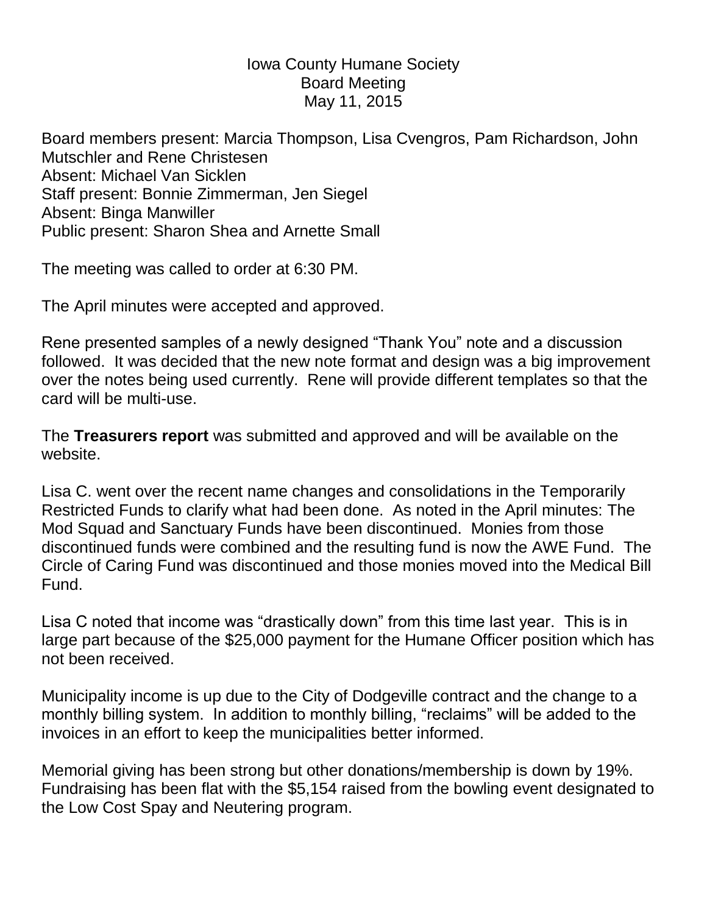# Iowa County Humane Society
## Board Meeting
### May 11, 2015

Board members present: Marcia Thompson, Lisa Cvengros, Pam Richardson, John Mutschler and Rene Christesen
Absent: Michael Van Sicklen
Staff present: Bonnie Zimmerman, Jen Siegel
Absent: Binga Manwiller
Public present: Sharon Shea and Arnette Small

The meeting was called to order at 6:30 PM.

The April minutes were accepted and approved.

Rene presented samples of a newly designed "Thank You" note and a discussion followed. It was decided that the new note format and design was a big improvement over the notes being used currently. Rene will provide different templates so that the card will be multi-use.

The **Treasurers report** was submitted and approved and will be available on the website.

Lisa C. went over the recent name changes and consolidations in the Temporarily Restricted Funds to clarify what had been done. As noted in the April minutes: The Mod Squad and Sanctuary Funds have been discontinued. Monies from those discontinued funds were combined and the resulting fund is now the AWE Fund. The Circle of Caring Fund was discontinued and those monies moved into the Medical Bill Fund.

Lisa C noted that income was "drastically down" from this time last year. This is in large part because of the $25,000 payment for the Humane Officer position which has not been received.

Municipality income is up due to the City of Dodgeville contract and the change to a monthly billing system. In addition to monthly billing, "reclaims" will be added to the invoices in an effort to keep the municipalities better informed.

Memorial giving has been strong but other donations/membership is down by 19%. Fundraising has been flat with the $5,154 raised from the bowling event designated to the Low Cost Spay and Neutering program.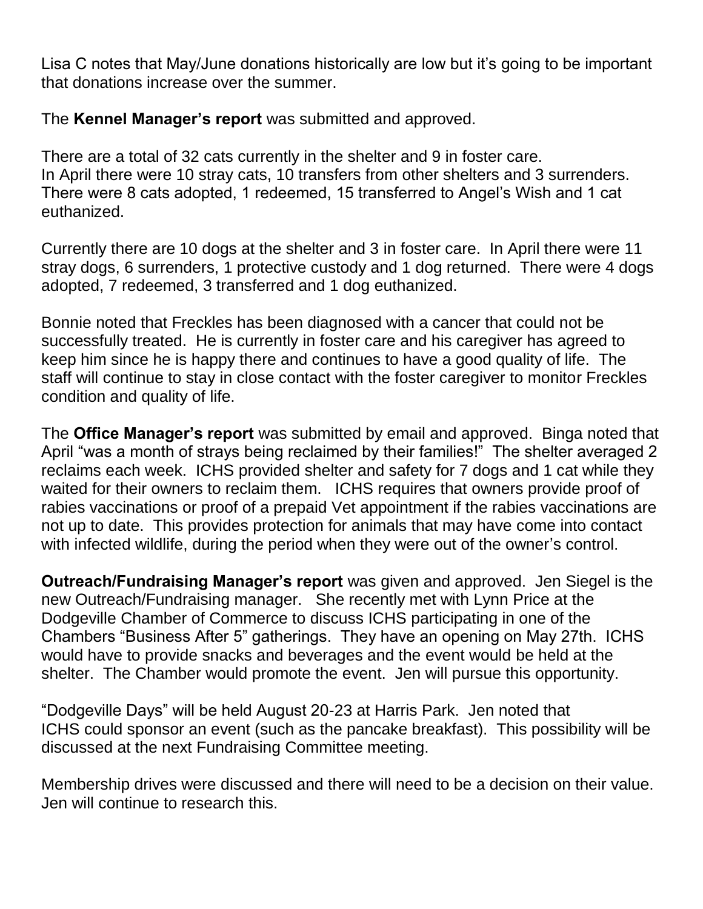Lisa C notes that May/June donations historically are low but it's going to be important that donations increase over the summer.

The **Kennel Manager's report** was submitted and approved.

There are a total of 32 cats currently in the shelter and 9 in foster care.
In April there were 10 stray cats, 10 transfers from other shelters and 3 surrenders. There were 8 cats adopted, 1 redeemed, 15 transferred to Angel's Wish and 1 cat euthanized.

Currently there are 10 dogs at the shelter and 3 in foster care. In April there were 11 stray dogs, 6 surrenders, 1 protective custody and 1 dog returned. There were 4 dogs adopted, 7 redeemed, 3 transferred and 1 dog euthanized.

Bonnie noted that Freckles has been diagnosed with a cancer that could not be successfully treated. He is currently in foster care and his caregiver has agreed to keep him since he is happy there and continues to have a good quality of life. The staff will continue to stay in close contact with the foster caregiver to monitor Freckles condition and quality of life.

The **Office Manager's report** was submitted by email and approved. Binga noted that April "was a month of strays being reclaimed by their families!" The shelter averaged 2 reclaims each week. ICHS provided shelter and safety for 7 dogs and 1 cat while they waited for their owners to reclaim them. ICHS requires that owners provide proof of rabies vaccinations or proof of a prepaid Vet appointment if the rabies vaccinations are not up to date. This provides protection for animals that may have come into contact with infected wildlife, during the period when they were out of the owner's control.

**Outreach/Fundraising Manager's report** was given and approved. Jen Siegel is the new Outreach/Fundraising manager. She recently met with Lynn Price at the Dodgeville Chamber of Commerce to discuss ICHS participating in one of the Chambers "Business After 5" gatherings. They have an opening on May 27th. ICHS would have to provide snacks and beverages and the event would be held at the shelter. The Chamber would promote the event. Jen will pursue this opportunity.

"Dodgeville Days" will be held August 20-23 at Harris Park. Jen noted that ICHS could sponsor an event (such as the pancake breakfast). This possibility will be discussed at the next Fundraising Committee meeting.

Membership drives were discussed and there will need to be a decision on their value. Jen will continue to research this.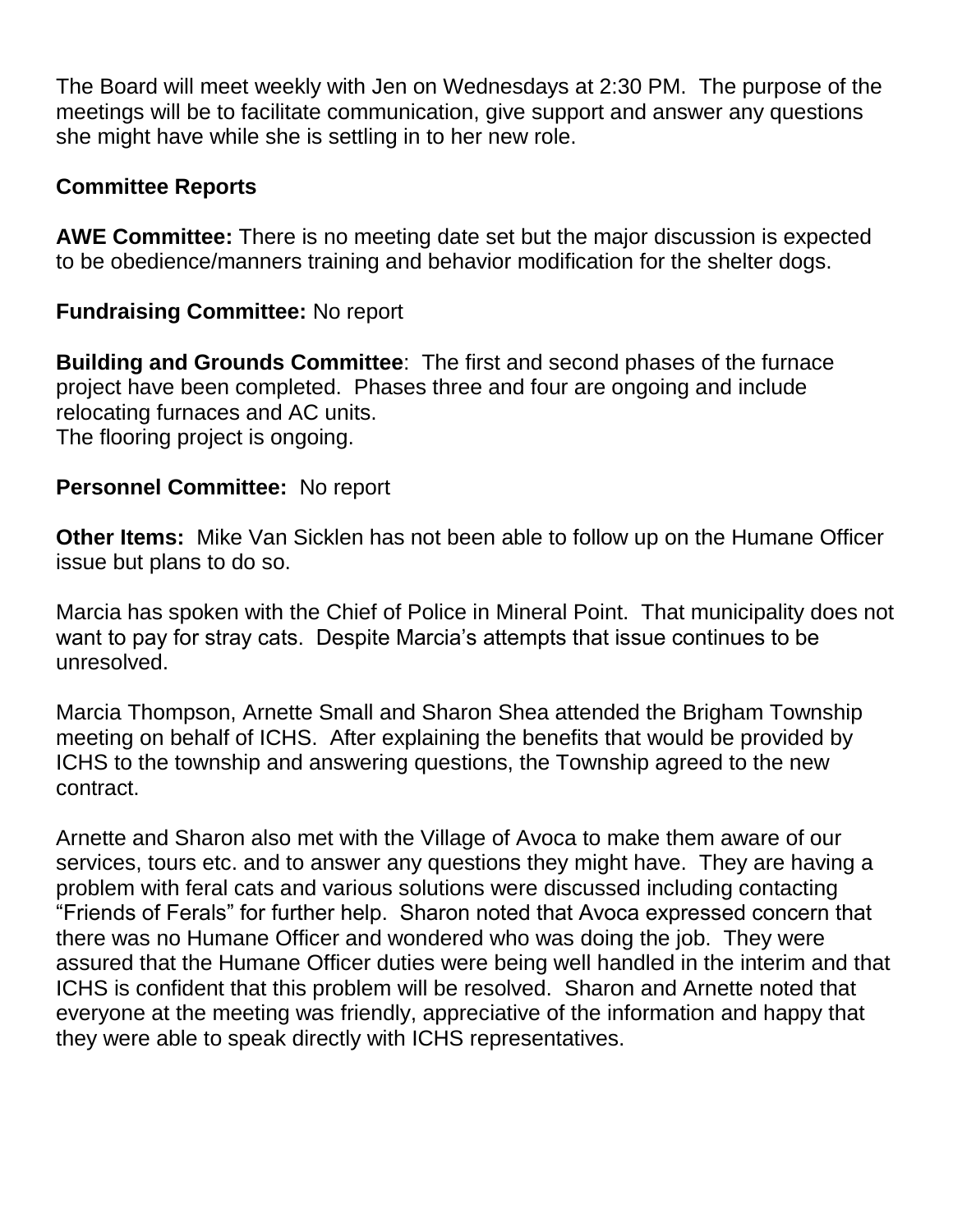The Board will meet weekly with Jen on Wednesdays at 2:30 PM. The purpose of the meetings will be to facilitate communication, give support and answer any questions she might have while she is settling in to her new role.

**Committee Reports**

**AWE Committee:** There is no meeting date set but the major discussion is expected to be obedience/manners training and behavior modification for the shelter dogs.

**Fundraising Committee:** No report

**Building and Grounds Committee**: The first and second phases of the furnace project have been completed. Phases three and four are ongoing and include relocating furnaces and AC units.
The flooring project is ongoing.

**Personnel Committee:** No report

**Other Items:** Mike Van Sicklen has not been able to follow up on the Humane Officer issue but plans to do so.

Marcia has spoken with the Chief of Police in Mineral Point. That municipality does not want to pay for stray cats. Despite Marcia's attempts that issue continues to be unresolved.

Marcia Thompson, Arnette Small and Sharon Shea attended the Brigham Township meeting on behalf of ICHS. After explaining the benefits that would be provided by ICHS to the township and answering questions, the Township agreed to the new contract.

Arnette and Sharon also met with the Village of Avoca to make them aware of our services, tours etc. and to answer any questions they might have. They are having a problem with feral cats and various solutions were discussed including contacting "Friends of Ferals" for further help. Sharon noted that Avoca expressed concern that there was no Humane Officer and wondered who was doing the job. They were assured that the Humane Officer duties were being well handled in the interim and that ICHS is confident that this problem will be resolved. Sharon and Arnette noted that everyone at the meeting was friendly, appreciative of the information and happy that they were able to speak directly with ICHS representatives.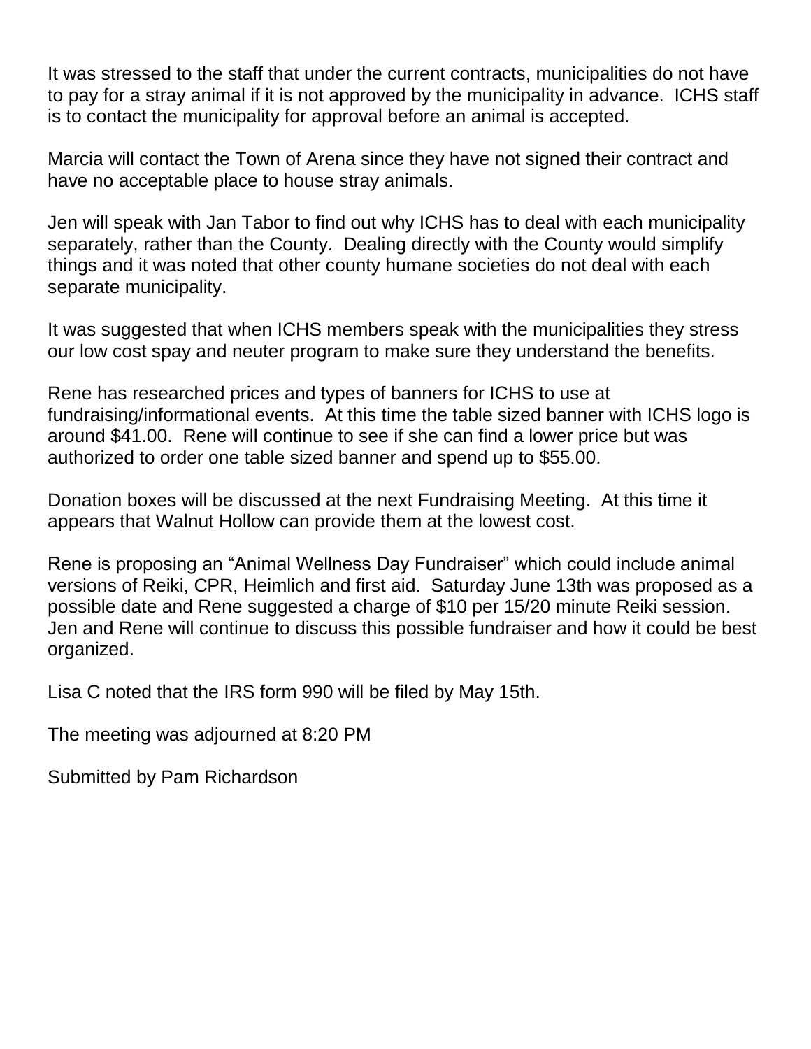It was stressed to the staff that under the current contracts, municipalities do not have to pay for a stray animal if it is not approved by the municipality in advance. ICHS staff is to contact the municipality for approval before an animal is accepted.

Marcia will contact the Town of Arena since they have not signed their contract and have no acceptable place to house stray animals.

Jen will speak with Jan Tabor to find out why ICHS has to deal with each municipality separately, rather than the County. Dealing directly with the County would simplify things and it was noted that other county humane societies do not deal with each separate municipality.

It was suggested that when ICHS members speak with the municipalities they stress our low cost spay and neuter program to make sure they understand the benefits.

Rene has researched prices and types of banners for ICHS to use at fundraising/informational events. At this time the table sized banner with ICHS logo is around $41.00. Rene will continue to see if she can find a lower price but was authorized to order one table sized banner and spend up to $55.00.

Donation boxes will be discussed at the next Fundraising Meeting. At this time it appears that Walnut Hollow can provide them at the lowest cost.

Rene is proposing an "Animal Wellness Day Fundraiser" which could include animal versions of Reiki, CPR, Heimlich and first aid. Saturday June 13th was proposed as a possible date and Rene suggested a charge of $10 per 15/20 minute Reiki session. Jen and Rene will continue to discuss this possible fundraiser and how it could be best organized.

Lisa C noted that the IRS form 990 will be filed by May 15th.

The meeting was adjourned at 8:20 PM

Submitted by Pam Richardson